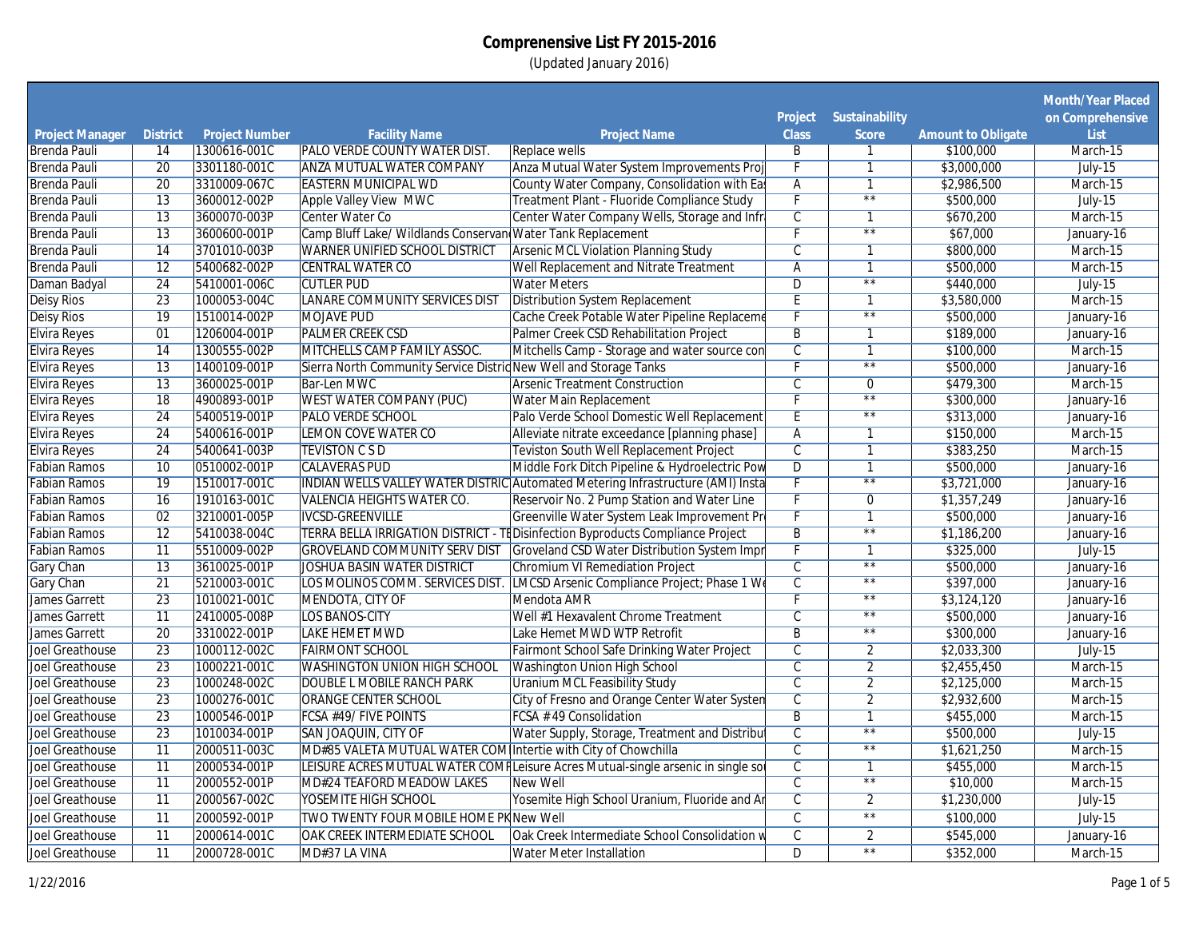# Comprenensive List FY 2015-2016

(Updated January 2016)

| Project Manager | District | Project Number | Facility Name | Project Name | Project Class | Sustainability Score | Amount to Obligate | Month/Year Placed on Comprehensive List |
|---|---|---|---|---|---|---|---|---|
| Brenda Pauli | 14 | 1300616-001C | PALO VERDE COUNTY WATER DIST. | Replace wells | B | 1 | $100,000 | March-15 |
| Brenda Pauli | 20 | 3301180-001C | ANZA MUTUAL WATER COMPANY | Anza Mutual Water System Improvements Proj | F | 1 | $3,000,000 | July-15 |
| Brenda Pauli | 20 | 3310009-067C | EASTERN MUNICIPAL WD | County Water Company, Consolidation with Ea | A | 1 | $2,986,500 | March-15 |
| Brenda Pauli | 13 | 3600012-002P | Apple Valley View MWC | Treatment Plant - Fluoride Compliance Study | F | ** | $500,000 | July-15 |
| Brenda Pauli | 13 | 3600070-003P | Center Water Co | Center Water Company Wells, Storage and Infr | C | 1 | $670,200 | March-15 |
| Brenda Pauli | 13 | 3600600-001P | Camp Bluff Lake/ Wildlands Conservan | Water Tank Replacement | F | ** | $67,000 | January-16 |
| Brenda Pauli | 14 | 3701010-003P | WARNER UNIFIED SCHOOL DISTRICT | Arsenic MCL Violation Planning Study | C | 1 | $800,000 | March-15 |
| Brenda Pauli | 12 | 5400682-002P | CENTRAL WATER CO | Well Replacement and Nitrate Treatment | A | 1 | $500,000 | March-15 |
| Daman Badyal | 24 | 5410001-006C | CUTLER PUD | Water Meters | D | ** | $440,000 | July-15 |
| Deisy Rios | 23 | 1000053-004C | LANARE COMMUNITY SERVICES DIST | Distribution System Replacement | E | 1 | $3,580,000 | March-15 |
| Deisy Rios | 19 | 1510014-002P | MOJAVE PUD | Cache Creek Potable Water Pipeline Replaceme | F | ** | $500,000 | January-16 |
| Elvira Reyes | 01 | 1206004-001P | PALMER CREEK CSD | Palmer Creek CSD Rehabilitation Project | B | 1 | $189,000 | January-16 |
| Elvira Reyes | 14 | 1300555-002P | MITCHELLS CAMP FAMILY ASSOC. | Mitchells Camp - Storage and water source con | C | 1 | $100,000 | March-15 |
| Elvira Reyes | 13 | 1400109-001P | Sierra North Community Service Distric | New Well and Storage Tanks | F | ** | $500,000 | January-16 |
| Elvira Reyes | 13 | 3600025-001P | Bar-Len MWC | Arsenic Treatment Construction | C | 0 | $479,300 | March-15 |
| Elvira Reyes | 18 | 4900893-001P | WEST WATER COMPANY (PUC) | Water Main Replacement | F | ** | $300,000 | January-16 |
| Elvira Reyes | 24 | 5400519-001P | PALO VERDE SCHOOL | Palo Verde School Domestic Well Replacement | E | ** | $313,000 | January-16 |
| Elvira Reyes | 24 | 5400616-001P | LEMON COVE WATER CO | Alleviate nitrate exceedance [planning phase] | A | 1 | $150,000 | March-15 |
| Elvira Reyes | 24 | 5400641-003P | TEVISTON C S D | Teviston South Well Replacement Project | C | 1 | $383,250 | March-15 |
| Fabian Ramos | 10 | 0510002-001P | CALAVERAS PUD | Middle Fork Ditch Pipeline & Hydroelectric Pow | D | 1 | $500,000 | January-16 |
| Fabian Ramos | 19 | 1510017-001C | INDIAN WELLS VALLEY WATER DISTRIC | Automated Metering Infrastructure (AMI) Insta | F | ** | $3,721,000 | January-16 |
| Fabian Ramos | 16 | 1910163-001C | VALENCIA HEIGHTS WATER CO. | Reservoir No. 2 Pump Station and Water Line | F | 0 | $1,357,249 | January-16 |
| Fabian Ramos | 02 | 3210001-005P | IVCSD-GREENVILLE | Greenville Water System Leak Improvement Pr | F | 1 | $500,000 | January-16 |
| Fabian Ramos | 12 | 5410038-004C | TERRA BELLA IRRIGATION DISTRICT - TE | Disinfection Byproducts Compliance Project | B | ** | $1,186,200 | January-16 |
| Fabian Ramos | 11 | 5510009-002P | GROVELAND COMMUNITY SERV DIST | Groveland CSD Water Distribution System Impr | F | 1 | $325,000 | July-15 |
| Gary Chan | 13 | 3610025-001P | JOSHUA BASIN WATER DISTRICT | Chromium VI Remediation Project | C | ** | $500,000 | January-16 |
| Gary Chan | 21 | 5210003-001C | LOS MOLINOS COMM. SERVICES DIST. | LMCSD Arsenic Compliance Project; Phase 1 We | C | ** | $397,000 | January-16 |
| James Garrett | 23 | 1010021-001C | MENDOTA, CITY OF | Mendota AMR | F | ** | $3,124,120 | January-16 |
| James Garrett | 11 | 2410005-008P | LOS BANOS-CITY | Well #1 Hexavalent Chrome Treatment | C | ** | $500,000 | January-16 |
| James Garrett | 20 | 3310022-001P | LAKE HEMET MWD | Lake Hemet MWD WTP Retrofit | B | ** | $300,000 | January-16 |
| Joel Greathouse | 23 | 1000112-002C | FAIRMONT SCHOOL | Fairmont School Safe Drinking Water Project | C | 2 | $2,033,300 | July-15 |
| Joel Greathouse | 23 | 1000221-001C | WASHINGTON UNION HIGH SCHOOL | Washington Union High School | C | 2 | $2,455,450 | March-15 |
| Joel Greathouse | 23 | 1000248-002C | DOUBLE L MOBILE RANCH PARK | Uranium MCL Feasibility Study | C | 2 | $2,125,000 | March-15 |
| Joel Greathouse | 23 | 1000276-001C | ORANGE CENTER SCHOOL | City of Fresno and Orange Center Water Systen | C | 2 | $2,932,600 | March-15 |
| Joel Greathouse | 23 | 1000546-001P | FCSA #49/ FIVE POINTS | FCSA # 49 Consolidation | B | 1 | $455,000 | March-15 |
| Joel Greathouse | 23 | 1010034-001P | SAN JOAQUIN, CITY OF | Water Supply, Storage, Treatment and Distribut | C | ** | $500,000 | July-15 |
| Joel Greathouse | 11 | 2000511-003C | MD#85 VALETA MUTUAL WATER COM | Intertie with City of Chowchilla | C | ** | $1,621,250 | March-15 |
| Joel Greathouse | 11 | 2000534-001P | LEISURE ACRES MUTUAL WATER COMP | Leisure Acres Mutual-single arsenic in single so | C | 1 | $455,000 | March-15 |
| Joel Greathouse | 11 | 2000552-001P | MD#24 TEAFORD MEADOW LAKES | New Well | C | ** | $10,000 | March-15 |
| Joel Greathouse | 11 | 2000567-002C | YOSEMITE HIGH SCHOOL | Yosemite High School Uranium, Fluoride and Ar | C | 2 | $1,230,000 | July-15 |
| Joel Greathouse | 11 | 2000592-001P | TWO TWENTY FOUR MOBILE HOME PK | New Well | C | ** | $100,000 | July-15 |
| Joel Greathouse | 11 | 2000614-001C | OAK CREEK INTERMEDIATE SCHOOL | Oak Creek Intermediate School Consolidation w | C | 2 | $545,000 | January-16 |
| Joel Greathouse | 11 | 2000728-001C | MD#37 LA VINA | Water Meter Installation | D | ** | $352,000 | March-15 |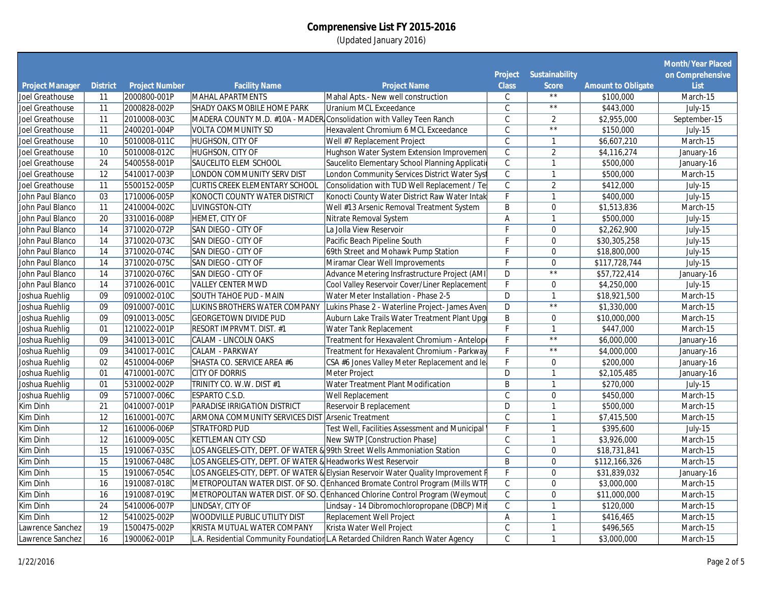# Comprenensive List FY 2015-2016

(Updated January 2016)

| Project Manager | District | Project Number | Facility Name | Project Name | Project Class | Sustainability Score | Amount to Obligate | Month/Year Placed on Comprehensive List |
|---|---|---|---|---|---|---|---|---|
| Joel Greathouse | 11 | 2000800-001P | MAHAL APARTMENTS | Mahal Apts.- New well construction | C | ** | $100,000 | March-15 |
| Joel Greathouse | 11 | 2000828-002P | SHADY OAKS MOBILE HOME PARK | Uranium MCL Exceedance | C | ** | $443,000 | July-15 |
| Joel Greathouse | 11 | 2010008-003C | MADERA COUNTY M.D. #10A - MADER | Consolidation with Valley Teen Ranch | C | 2 | $2,955,000 | September-15 |
| Joel Greathouse | 11 | 2400201-004P | VOLTA COMMUNITY SD | Hexavalent Chromium 6 MCL Exceedance | C | ** | $150,000 | July-15 |
| Joel Greathouse | 10 | 5010008-011C | HUGHSON, CITY OF | Well #7 Replacement Project | C | 1 | $6,607,210 | March-15 |
| Joel Greathouse | 10 | 5010008-012C | HUGHSON, CITY OF | Hughson Water System Extension Improvemen | C | 2 | $4,116,274 | January-16 |
| Joel Greathouse | 24 | 5400558-001P | SAUCELITO ELEM SCHOOL | Saucelito Elementary School Planning Applicati | C | 1 | $500,000 | January-16 |
| Joel Greathouse | 12 | 5410017-003P | LONDON COMMUNITY SERV DIST | London Community Services District Water Syst | C | 1 | $500,000 | March-15 |
| Joel Greathouse | 11 | 5500152-005P | CURTIS CREEK ELEMENTARY SCHOOL | Consolidation with TUD Well Replacement / Te | C | 2 | $412,000 | July-15 |
| John Paul Blanco | 03 | 1710006-005P | KONOCTI COUNTY WATER DISTRICT | Konocti County Water District Raw Water Intak | F | 1 | $400,000 | July-15 |
| John Paul Blanco | 11 | 2410004-002C | LIVINGSTON-CITY | Well #13 Arsenic Removal Treatment System | B | 0 | $1,513,836 | March-15 |
| John Paul Blanco | 20 | 3310016-008P | HEMET, CITY OF | Nitrate Removal System | A | 1 | $500,000 | July-15 |
| John Paul Blanco | 14 | 3710020-072P | SAN DIEGO - CITY OF | La Jolla View Reservoir | F | 0 | $2,262,900 | July-15 |
| John Paul Blanco | 14 | 3710020-073C | SAN DIEGO - CITY OF | Pacific Beach Pipeline South | F | 0 | $30,305,258 | July-15 |
| John Paul Blanco | 14 | 3710020-074C | SAN DIEGO - CITY OF | 69th Street and Mohawk Pump Station | F | 0 | $18,800,000 | July-15 |
| John Paul Blanco | 14 | 3710020-075C | SAN DIEGO - CITY OF | Miramar Clear Well Improvements | F | 0 | $117,728,744 | July-15 |
| John Paul Blanco | 14 | 3710020-076C | SAN DIEGO - CITY OF | Advance Metering Insfrastructure Project (AMI | D | ** | $57,722,414 | January-16 |
| John Paul Blanco | 14 | 3710026-001C | VALLEY CENTER MWD | Cool Valley Reservoir Cover/Liner Replacement | F | 0 | $4,250,000 | July-15 |
| Joshua Ruehlig | 09 | 0910002-010C | SOUTH TAHOE PUD - MAIN | Water Meter Installation - Phase 2-5 | D | 1 | $18,921,500 | March-15 |
| Joshua Ruehlig | 09 | 0910007-001C | LUKINS BROTHERS WATER COMPANY | Lukins Phase 2 - Waterline Project- James Aven | D | ** | $1,330,000 | March-15 |
| Joshua Ruehlig | 09 | 0910013-005C | GEORGETOWN DIVIDE PUD | Auburn Lake Trails Water Treatment Plant Upg | B | 0 | $10,000,000 | March-15 |
| Joshua Ruehlig | 01 | 1210022-001P | RESORT IMPRVMT. DIST. #1 | Water Tank Replacement | F | 1 | $447,000 | March-15 |
| Joshua Ruehlig | 09 | 3410013-001C | CALAM - LINCOLN OAKS | Treatment for Hexavalent Chromium - Antelope | F | ** | $6,000,000 | January-16 |
| Joshua Ruehlig | 09 | 3410017-001C | CALAM - PARKWAY | Treatment for Hexavalent Chromium - Parkway | F | ** | $4,000,000 | January-16 |
| Joshua Ruehlig | 02 | 4510004-006P | SHASTA CO. SERVICE AREA #6 | CSA #6 Jones Valley Meter Replacement and le | F | 0 | $200,000 | January-16 |
| Joshua Ruehlig | 01 | 4710001-007C | CITY OF DORRIS | Meter Project | D | 1 | $2,105,485 | January-16 |
| Joshua Ruehlig | 01 | 5310002-002P | TRINITY CO. W.W. DIST #1 | Water Treatment Plant Modification | B | 1 | $270,000 | July-15 |
| Joshua Ruehlig | 09 | 5710007-006C | ESPARTO C.S.D. | Well Replacement | C | 0 | $450,000 | March-15 |
| Kim Dinh | 21 | 0410007-001P | PARADISE IRRIGATION DISTRICT | Reservoir B replacement | D | 1 | $500,000 | March-15 |
| Kim Dinh | 12 | 1610001-007C | ARMONA COMMUNITY SERVICES DIST | Arsenic Treatment | C | 1 | $7,415,500 | March-15 |
| Kim Dinh | 12 | 1610006-006P | STRATFORD PUD | Test Well, Facilities Assessment and Municipal | F | 1 | $395,600 | July-15 |
| Kim Dinh | 12 | 1610009-005C | KETTLEMAN CITY CSD | New SWTP [Construction Phase] | C | 1 | $3,926,000 | March-15 |
| Kim Dinh | 15 | 1910067-035C | LOS ANGELES-CITY, DEPT. OF WATER & | 99th Street Wells Ammoniation Station | C | 0 | $18,731,841 | March-15 |
| Kim Dinh | 15 | 1910067-048C | LOS ANGELES-CITY, DEPT. OF WATER & | Headworks West Reservoir | B | 0 | $112,166,326 | March-15 |
| Kim Dinh | 15 | 1910067-054C | LOS ANGELES-CITY, DEPT. OF WATER & | Elysian Reservoir Water Quality Improvement F | F | 0 | $31,839,032 | January-16 |
| Kim Dinh | 16 | 1910087-018C | METROPOLITAN WATER DIST. OF SO. C | Enhanced Bromate Control Program (Mills WTP | C | 0 | $3,000,000 | March-15 |
| Kim Dinh | 16 | 1910087-019C | METROPOLITAN WATER DIST. OF SO. C | Enhanced Chlorine Control Program (Weymout | C | 0 | $11,000,000 | March-15 |
| Kim Dinh | 24 | 5410006-007P | LINDSAY, CITY OF | Lindsay - 14 Dibromochloropropane (DBCP) Mit | C | 1 | $120,000 | March-15 |
| Kim Dinh | 12 | 5410025-002P | WOODVILLE PUBLIC UTILITY DIST | Replacement Well Project | A | 1 | $416,465 | March-15 |
| Lawrence Sanchez | 19 | 1500475-002P | KRISTA MUTUAL WATER COMPANY | Krista Water Well Project | C | 1 | $496,565 | March-15 |
| Lawrence Sanchez | 16 | 1900062-001P | L.A. Residential Community Foundation | L.A Retarded Children Ranch Water Agency | C | 1 | $3,000,000 | March-15 |

1/22/2016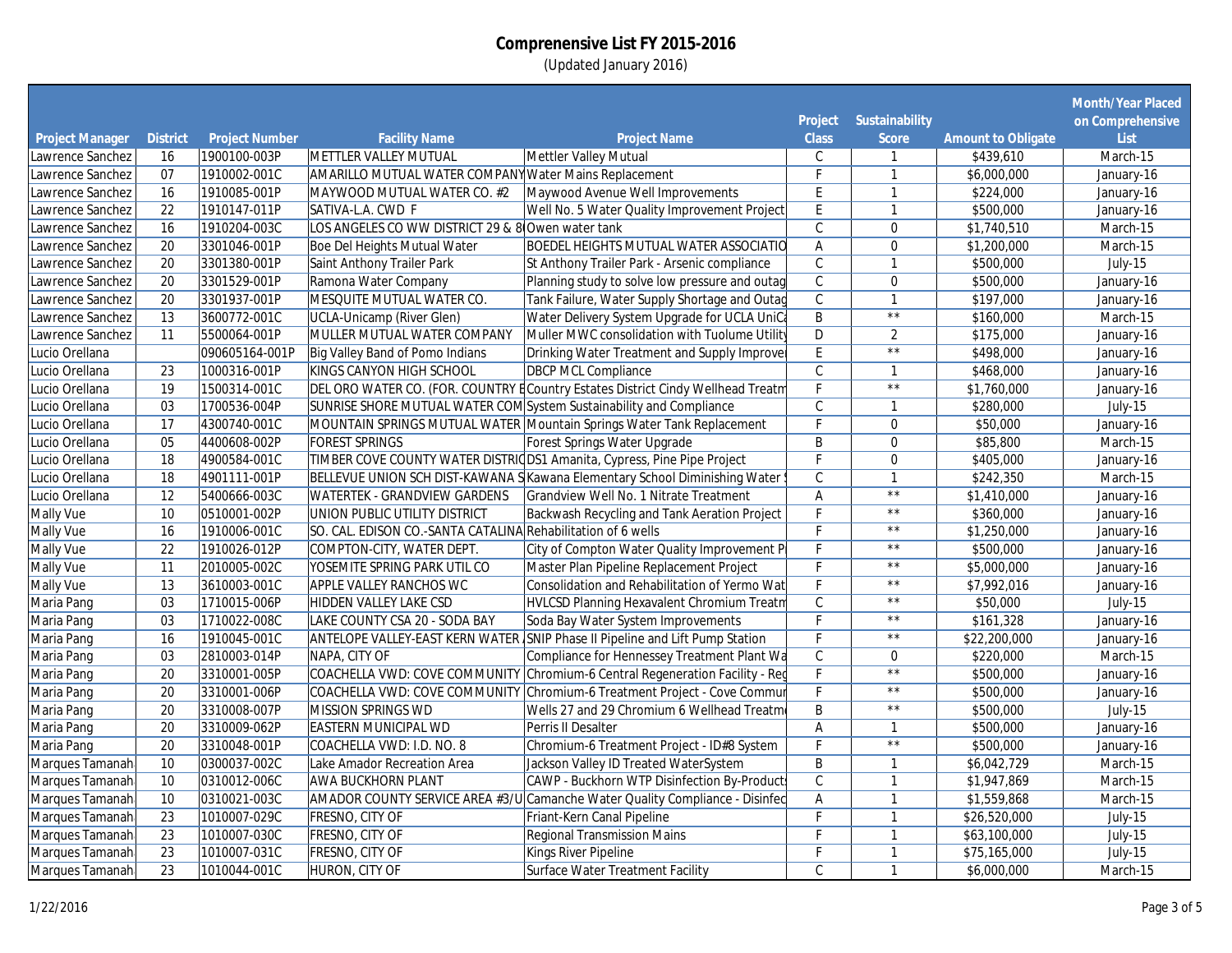# Comprenensive List FY 2015-2016

(Updated January 2016)

| Project Manager | District | Project Number | Facility Name | Project Name | Project Class | Sustainability Score | Amount to Obligate | Month/Year Placed on Comprehensive List |
|---|---|---|---|---|---|---|---|---|
| Lawrence Sanchez | 16 | 1900100-003P | METTLER VALLEY MUTUAL | Mettler Valley Mutual | C | 1 | $439,610 | March-15 |
| Lawrence Sanchez | 07 | 1910002-001C | AMARILLO MUTUAL WATER COMPANY | Water Mains Replacement | F | 1 | $6,000,000 | January-16 |
| Lawrence Sanchez | 16 | 1910085-001P | MAYWOOD MUTUAL WATER CO. #2 | Maywood Avenue Well Improvements | E | 1 | $224,000 | January-16 |
| Lawrence Sanchez | 22 | 1910147-011P | SATIVA-L.A. CWD F | Well No. 5 Water Quality Improvement Project | E | 1 | $500,000 | January-16 |
| Lawrence Sanchez | 16 | 1910204-003C | LOS ANGELES CO WW DISTRICT 29 & 8 | Owen water tank | C | 0 | $1,740,510 | March-15 |
| Lawrence Sanchez | 20 | 3301046-001P | Boe Del Heights Mutual Water | BOEDEL HEIGHTS MUTUAL WATER ASSOCIATIO | A | 0 | $1,200,000 | March-15 |
| Lawrence Sanchez | 20 | 3301380-001P | Saint Anthony Trailer Park | St Anthony Trailer Park - Arsenic compliance | C | 1 | $500,000 | July-15 |
| Lawrence Sanchez | 20 | 3301529-001P | Ramona Water Company | Planning study to solve low pressure and outag | C | 0 | $500,000 | January-16 |
| Lawrence Sanchez | 20 | 3301937-001P | MESQUITE MUTUAL WATER CO. | Tank Failure, Water Supply Shortage and Outag | C | 1 | $197,000 | January-16 |
| Lawrence Sanchez | 13 | 3600772-001C | UCLA-Unicamp (River Glen) | Water Delivery System Upgrade for UCLA UniCa | B | ** | $160,000 | March-15 |
| Lawrence Sanchez | 11 | 5500064-001P | MULLER MUTUAL WATER COMPANY | Muller MWC consolidation with Tuolume Utility | D | 2 | $175,000 | January-16 |
| Lucio Orellana | | 090605164-001P | Big Valley Band of Pomo Indians | Drinking Water Treatment and Supply Improve | E | ** | $498,000 | January-16 |
| Lucio Orellana | 23 | 1000316-001P | KINGS CANYON HIGH SCHOOL | DBCP MCL Compliance | C | 1 | $468,000 | January-16 |
| Lucio Orellana | 19 | 1500314-001C | DEL ORO WATER CO. (FOR. COUNTRY E | Country Estates District Cindy Wellhead Treatm | F | ** | $1,760,000 | January-16 |
| Lucio Orellana | 03 | 1700536-004P | SUNRISE SHORE MUTUAL WATER COM | System Sustainability and Compliance | C | 1 | $280,000 | July-15 |
| Lucio Orellana | 17 | 4300740-001C | MOUNTAIN SPRINGS MUTUAL WATER | Mountain Springs Water Tank Replacement | F | 0 | $50,000 | January-16 |
| Lucio Orellana | 05 | 4400608-002P | FOREST SPRINGS | Forest Springs Water Upgrade | B | 0 | $85,800 | March-15 |
| Lucio Orellana | 18 | 4900584-001C | TIMBER COVE COUNTY WATER DISTRIC | DS1 Amanita, Cypress, Pine Pipe Project | F | 0 | $405,000 | January-16 |
| Lucio Orellana | 18 | 4901111-001P | BELLEVUE UNION SCH DIST-KAWANA S | Kawana Elementary School Diminishing Water S | C | 1 | $242,350 | March-15 |
| Lucio Orellana | 12 | 5400666-003C | WATERTEK - GRANDVIEW GARDENS | Grandview Well No. 1 Nitrate Treatment | A | ** | $1,410,000 | January-16 |
| Mally Vue | 10 | 0510001-002P | UNION PUBLIC UTILITY DISTRICT | Backwash Recycling and Tank Aeration Project | F | ** | $360,000 | January-16 |
| Mally Vue | 16 | 1910006-001C | SO. CAL. EDISON CO.-SANTA CATALINA | Rehabilitation of 6 wells | F | ** | $1,250,000 | January-16 |
| Mally Vue | 22 | 1910026-012P | COMPTON-CITY, WATER DEPT. | City of Compton Water Quality Improvement P | F | ** | $500,000 | January-16 |
| Mally Vue | 11 | 2010005-002C | YOSEMITE SPRING PARK UTIL CO | Master Plan Pipeline Replacement Project | F | ** | $5,000,000 | January-16 |
| Mally Vue | 13 | 3610003-001C | APPLE VALLEY RANCHOS WC | Consolidation and Rehabilitation of Yermo Wat | F | ** | $7,992,016 | January-16 |
| Maria Pang | 03 | 1710015-006P | HIDDEN VALLEY LAKE CSD | HVLCSD Planning Hexavalent Chromium Treatm | C | ** | $50,000 | July-15 |
| Maria Pang | 03 | 1710022-008C | LAKE COUNTY CSA 20 - SODA BAY | Soda Bay Water System Improvements | F | ** | $161,328 | January-16 |
| Maria Pang | 16 | 1910045-001C | ANTELOPE VALLEY-EAST KERN WATER | SNIP Phase II Pipeline and Lift Pump Station | F | ** | $22,200,000 | January-16 |
| Maria Pang | 03 | 2810003-014P | NAPA, CITY OF | Compliance for Hennessey Treatment Plant Wa | C | 0 | $220,000 | March-15 |
| Maria Pang | 20 | 3310001-005P | COACHELLA VWD: COVE COMMUNITY | Chromium-6 Central Regeneration Facility - Reg | F | ** | $500,000 | January-16 |
| Maria Pang | 20 | 3310001-006P | COACHELLA VWD: COVE COMMUNITY | Chromium-6 Treatment Project - Cove Commun | F | ** | $500,000 | January-16 |
| Maria Pang | 20 | 3310008-007P | MISSION SPRINGS WD | Wells 27 and 29 Chromium 6 Wellhead Treatm | B | ** | $500,000 | July-15 |
| Maria Pang | 20 | 3310009-062P | EASTERN MUNICIPAL WD | Perris II Desalter | A | 1 | $500,000 | January-16 |
| Maria Pang | 20 | 3310048-001P | COACHELLA VWD: I.D. NO. 8 | Chromium-6 Treatment Project - ID#8 System | F | ** | $500,000 | January-16 |
| Marques Tamanah | 10 | 0300037-002C | Lake Amador Recreation Area | Jackson Valley ID Treated WaterSystem | B | 1 | $6,042,729 | March-15 |
| Marques Tamanah | 10 | 0310012-006C | AWA BUCKHORN PLANT | CAWP - Buckhorn WTP Disinfection By-Products | C | 1 | $1,947,869 | March-15 |
| Marques Tamanah | 10 | 0310021-003C | AMADOR COUNTY SERVICE AREA #3/U | Camanche Water Quality Compliance - Disinfec | A | 1 | $1,559,868 | March-15 |
| Marques Tamanah | 23 | 1010007-029C | FRESNO, CITY OF | Friant-Kern Canal Pipeline | F | 1 | $26,520,000 | July-15 |
| Marques Tamanah | 23 | 1010007-030C | FRESNO, CITY OF | Regional Transmission Mains | F | 1 | $63,100,000 | July-15 |
| Marques Tamanah | 23 | 1010007-031C | FRESNO, CITY OF | Kings River Pipeline | F | 1 | $75,165,000 | July-15 |
| Marques Tamanah | 23 | 1010044-001C | HURON, CITY OF | Surface Water Treatment Facility | C | 1 | $6,000,000 | March-15 |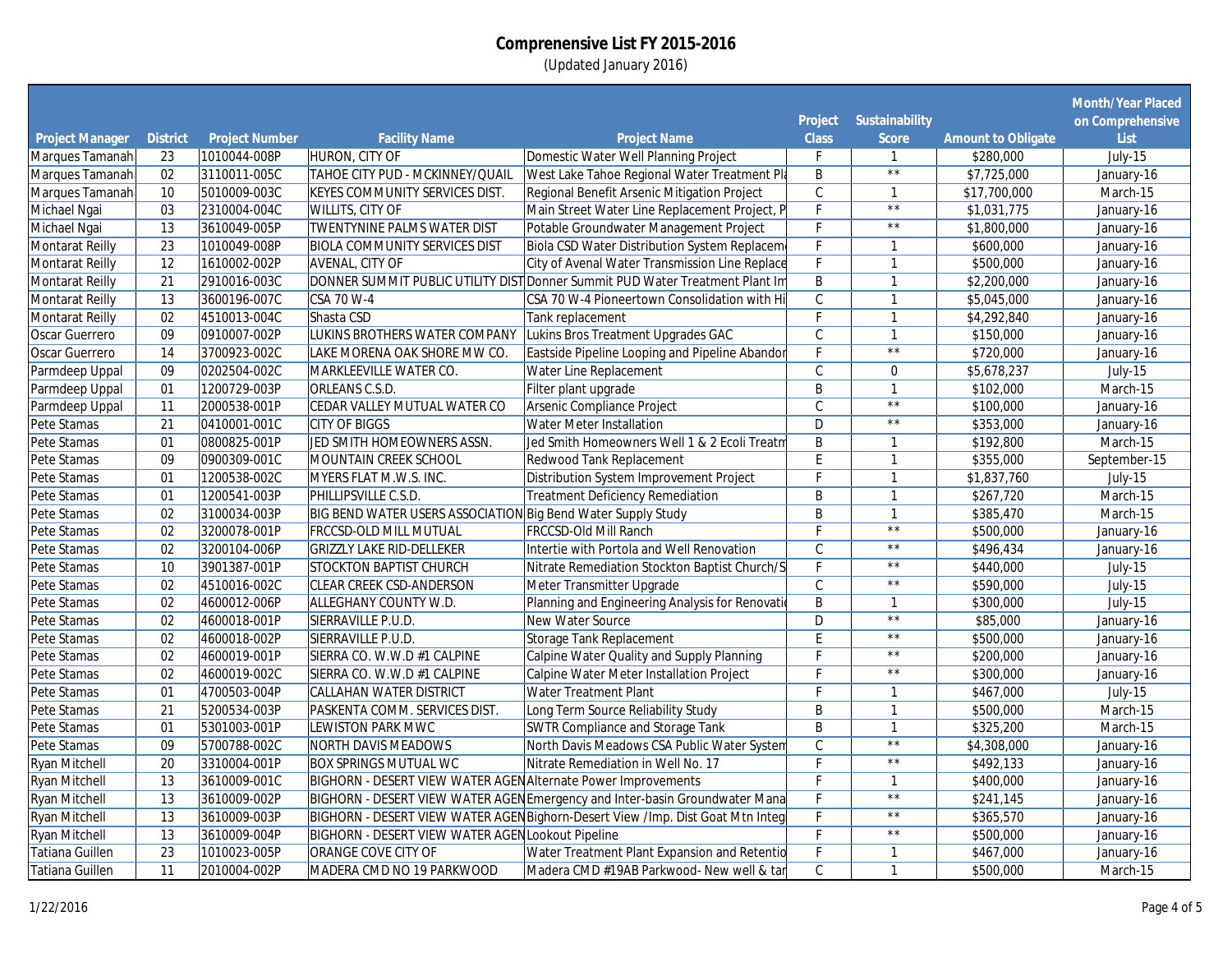# Comprenensive List FY 2015-2016

(Updated January 2016)

| Project Manager | District | Project Number | Facility Name | Project Name | Project Class | Sustainability Score | Amount to Obligate | Month/Year Placed on Comprehensive List |
|---|---|---|---|---|---|---|---|---|
| Marques Tamanah | 23 | 1010044-008P | HURON, CITY OF | Domestic Water Well Planning Project | F | 1 | $280,000 | July-15 |
| Marques Tamanah | 02 | 3110011-005C | TAHOE CITY PUD - MCKINNEY/QUAIL | West Lake Tahoe Regional Water Treatment Pla | B | ** | $7,725,000 | January-16 |
| Marques Tamanah | 10 | 5010009-003C | KEYES COMMUNITY SERVICES DIST. | Regional Benefit Arsenic Mitigation Project | C | 1 | $17,700,000 | March-15 |
| Michael Ngai | 03 | 2310004-004C | WILLITS, CITY OF | Main Street Water Line Replacement Project, P | F | ** | $1,031,775 | January-16 |
| Michael Ngai | 13 | 3610049-005P | TWENTYNINE PALMS WATER DIST | Potable Groundwater Management Project | F | ** | $1,800,000 | January-16 |
| Montarat Reilly | 23 | 1010049-008P | BIOLA COMMUNITY SERVICES DIST | Biola CSD Water Distribution System Replaceme | F | 1 | $600,000 | January-16 |
| Montarat Reilly | 12 | 1610002-002P | AVENAL, CITY OF | City of Avenal Water Transmission Line Replace | F | 1 | $500,000 | January-16 |
| Montarat Reilly | 21 | 2910016-003C | DONNER SUMMIT PUBLIC UTILITY DIST | Donner Summit PUD Water Treatment Plant Im | B | 1 | $2,200,000 | January-16 |
| Montarat Reilly | 13 | 3600196-007C | CSA 70 W-4 | CSA 70 W-4 Pioneertown Consolidation with Hi | C | 1 | $5,045,000 | January-16 |
| Montarat Reilly | 02 | 4510013-004C | Shasta CSD | Tank replacement | F | 1 | $4,292,840 | January-16 |
| Oscar Guerrero | 09 | 0910007-002P | LUKINS BROTHERS WATER COMPANY | Lukins Bros Treatment Upgrades GAC | C | 1 | $150,000 | January-16 |
| Oscar Guerrero | 14 | 3700923-002C | LAKE MORENA OAK SHORE MW CO. | Eastside Pipeline Looping and Pipeline Abandor | F | ** | $720,000 | January-16 |
| Parmdeep Uppal | 09 | 0202504-002C | MARKLEEVILLE WATER CO. | Water Line Replacement | C | 0 | $5,678,237 | July-15 |
| Parmdeep Uppal | 01 | 1200729-003P | ORLEANS C.S.D. | Filter plant upgrade | B | 1 | $102,000 | March-15 |
| Parmdeep Uppal | 11 | 2000538-001P | CEDAR VALLEY MUTUAL WATER CO | Arsenic Compliance Project | C | ** | $100,000 | January-16 |
| Pete Stamas | 21 | 0410001-001C | CITY OF BIGGS | Water Meter Installation | D | ** | $353,000 | January-16 |
| Pete Stamas | 01 | 0800825-001P | JED SMITH HOMEOWNERS ASSN. | Jed Smith Homeowners Well 1 & 2 Ecoli Treatm | B | 1 | $192,800 | March-15 |
| Pete Stamas | 09 | 0900309-001C | MOUNTAIN CREEK SCHOOL | Redwood Tank Replacement | E | 1 | $355,000 | September-15 |
| Pete Stamas | 01 | 1200538-002C | MYERS FLAT M.W.S. INC. | Distribution System Improvement Project | F | 1 | $1,837,760 | July-15 |
| Pete Stamas | 01 | 1200541-003P | PHILLIPSVILLE C.S.D. | Treatment Deficiency Remediation | B | 1 | $267,720 | March-15 |
| Pete Stamas | 02 | 3100034-003P | BIG BEND WATER USERS ASSOCIATION | Big Bend Water Supply Study | B | 1 | $385,470 | March-15 |
| Pete Stamas | 02 | 3200078-001P | FRCCSD-OLD MILL MUTUAL | FRCCSD-Old Mill Ranch | F | ** | $500,000 | January-16 |
| Pete Stamas | 02 | 3200104-006P | GRIZZLY LAKE RID-DELLEKER | Intertie with Portola and Well Renovation | C | ** | $496,434 | January-16 |
| Pete Stamas | 10 | 3901387-001P | STOCKTON BAPTIST CHURCH | Nitrate Remediation Stockton Baptist Church/S | F | ** | $440,000 | July-15 |
| Pete Stamas | 02 | 4510016-002C | CLEAR CREEK CSD-ANDERSON | Meter Transmitter Upgrade | C | ** | $590,000 | July-15 |
| Pete Stamas | 02 | 4600012-006P | ALLEGHANY COUNTY W.D. | Planning and Engineering Analysis for Renovati | B | 1 | $300,000 | July-15 |
| Pete Stamas | 02 | 4600018-001P | SIERRAVILLE P.U.D. | New Water Source | D | ** | $85,000 | January-16 |
| Pete Stamas | 02 | 4600018-002P | SIERRAVILLE P.U.D. | Storage Tank Replacement | E | ** | $500,000 | January-16 |
| Pete Stamas | 02 | 4600019-001P | SIERRA CO. W.W.D #1 CALPINE | Calpine Water Quality and Supply Planning | F | ** | $200,000 | January-16 |
| Pete Stamas | 02 | 4600019-002C | SIERRA CO. W.W.D #1 CALPINE | Calpine Water Meter Installation Project | F | ** | $300,000 | January-16 |
| Pete Stamas | 01 | 4700503-004P | CALLAHAN WATER DISTRICT | Water Treatment Plant | F | 1 | $467,000 | July-15 |
| Pete Stamas | 21 | 5200534-003P | PASKENTA COMM. SERVICES DIST. | Long Term Source Reliability Study | B | 1 | $500,000 | March-15 |
| Pete Stamas | 01 | 5301003-001P | LEWISTON PARK MWC | SWTR Compliance and Storage Tank | B | 1 | $325,200 | March-15 |
| Pete Stamas | 09 | 5700788-002C | NORTH DAVIS MEADOWS | North Davis Meadows CSA Public Water System | C | ** | $4,308,000 | January-16 |
| Ryan Mitchell | 20 | 3310004-001P | BOX SPRINGS MUTUAL WC | Nitrate Remediation in Well No. 17 | F | ** | $492,133 | January-16 |
| Ryan Mitchell | 13 | 3610009-001C | BIGHORN - DESERT VIEW WATER AGEN | Alternate Power Improvements | F | 1 | $400,000 | January-16 |
| Ryan Mitchell | 13 | 3610009-002P | BIGHORN - DESERT VIEW WATER AGEN | Emergency and Inter-basin Groundwater Mana | F | ** | $241,145 | January-16 |
| Ryan Mitchell | 13 | 3610009-003P | BIGHORN - DESERT VIEW WATER AGEN | Bighorn-Desert View /Imp. Dist Goat Mtn Integ | F | ** | $365,570 | January-16 |
| Ryan Mitchell | 13 | 3610009-004P | BIGHORN - DESERT VIEW WATER AGEN | Lookout Pipeline | F | ** | $500,000 | January-16 |
| Tatiana Guillen | 23 | 1010023-005P | ORANGE COVE CITY OF | Water Treatment Plant Expansion and Retentio | F | 1 | $467,000 | January-16 |
| Tatiana Guillen | 11 | 2010004-002P | MADERA CMD NO 19 PARKWOOD | Madera CMD #19AB Parkwood- New well & tar | C | 1 | $500,000 | March-15 |

1/22/2016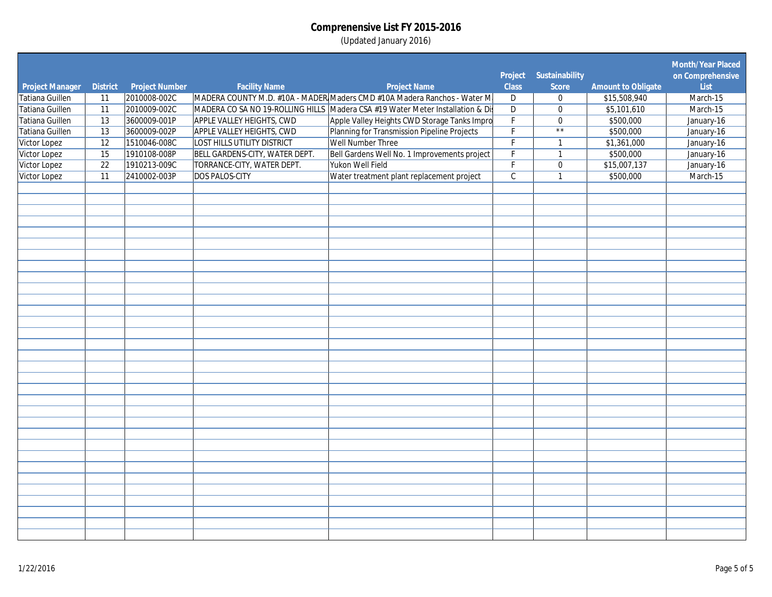# Comprenensive List FY 2015-2016

(Updated January 2016)

| Project Manager | District | Project Number | Facility Name | Project Name | Project Class | Sustainability Score | Amount to Obligate | Month/Year Placed on Comprehensive List |
|---|---|---|---|---|---|---|---|---|
| Tatiana Guillen | 11 | 2010008-002C | MADERA COUNTY M.D. #10A - MADER | Maders CMD #10A Madera Ranchos - Water M | D | 0 | $15,508,940 | March-15 |
| Tatiana Guillen | 11 | 2010009-002C | MADERA CO SA NO 19-ROLLING HILLS | Madera CSA #19 Water Meter Installation & Di | D | 0 | $5,101,610 | March-15 |
| Tatiana Guillen | 13 | 3600009-001P | APPLE VALLEY HEIGHTS, CWD | Apple Valley Heights CWD Storage Tanks Impro | F | 0 | $500,000 | January-16 |
| Tatiana Guillen | 13 | 3600009-002P | APPLE VALLEY HEIGHTS, CWD | Planning for Transmission Pipeline Projects | F | ** | $500,000 | January-16 |
| Victor Lopez | 12 | 1510046-008C | LOST HILLS UTILITY DISTRICT | Well Number Three | F | 1 | $1,361,000 | January-16 |
| Victor Lopez | 15 | 1910108-008P | BELL GARDENS-CITY, WATER DEPT. | Bell Gardens Well No. 1 Improvements project | F | 1 | $500,000 | January-16 |
| Victor Lopez | 22 | 1910213-009C | TORRANCE-CITY, WATER DEPT. | Yukon Well Field | F | 0 | $15,007,137 | January-16 |
| Victor Lopez | 11 | 2410002-003P | DOS PALOS-CITY | Water treatment plant replacement project | C | 1 | $500,000 | March-15 |

1/22/2016